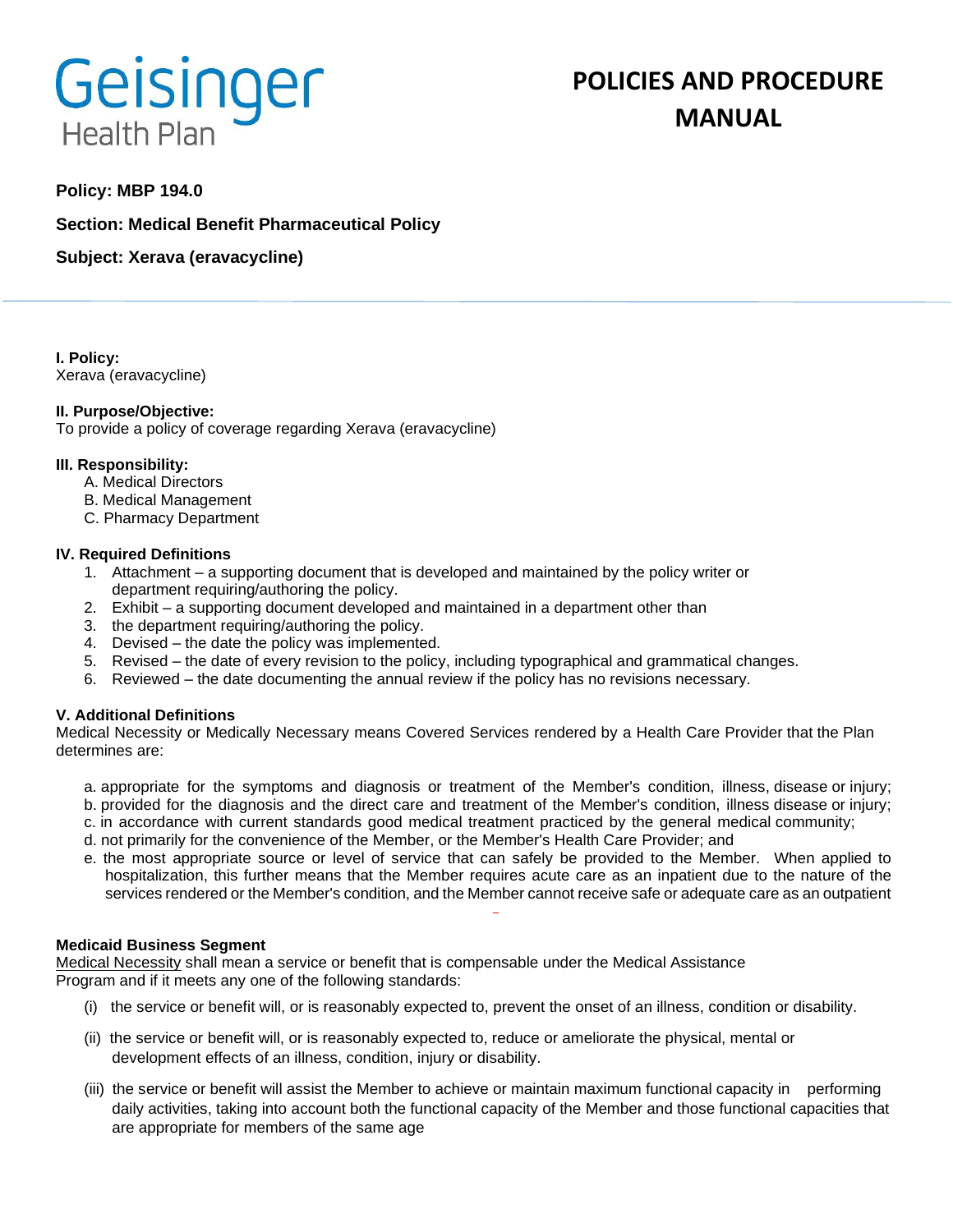# Geisinger Health Plan

# POLICIES AND PROCEDURE MANUAL

**Policy: MBP 194.0**

**Section: Medical Benefit Pharmaceutical Policy**

**Subject: Xerava (eravacycline)**

**I. Policy:**
Xerava (eravacycline)

**II. Purpose/Objective:**
To provide a policy of coverage regarding Xerava (eravacycline)

**III. Responsibility:**

A. Medical Directors
B. Medical Management
C. Pharmacy Department

**IV. Required Definitions**

1. Attachment – a supporting document that is developed and maintained by the policy writer or department requiring/authoring the policy.
2. Exhibit – a supporting document developed and maintained in a department other than
3. the department requiring/authoring the policy.
4. Devised – the date the policy was implemented.
5. Revised – the date of every revision to the policy, including typographical and grammatical changes.
6. Reviewed – the date documenting the annual review if the policy has no revisions necessary.

**V. Additional Definitions**

Medical Necessity or Medically Necessary means Covered Services rendered by a Health Care Provider that the Plan determines are:

a. appropriate for the symptoms and diagnosis or treatment of the Member's condition, illness, disease or injury;
b. provided for the diagnosis and the direct care and treatment of the Member's condition, illness disease or injury;
c. in accordance with current standards good medical treatment practiced by the general medical community;
d. not primarily for the convenience of the Member, or the Member's Health Care Provider; and
e. the most appropriate source or level of service that can safely be provided to the Member. When applied to hospitalization, this further means that the Member requires acute care as an inpatient due to the nature of the services rendered or the Member's condition, and the Member cannot receive safe or adequate care as an outpatient

**Medicaid Business Segment**

Medical Necessity shall mean a service or benefit that is compensable under the Medical Assistance Program and if it meets any one of the following standards:

(i) the service or benefit will, or is reasonably expected to, prevent the onset of an illness, condition or disability.

(ii) the service or benefit will, or is reasonably expected to, reduce or ameliorate the physical, mental or development effects of an illness, condition, injury or disability.

(iii) the service or benefit will assist the Member to achieve or maintain maximum functional capacity in performing daily activities, taking into account both the functional capacity of the Member and those functional capacities that are appropriate for members of the same age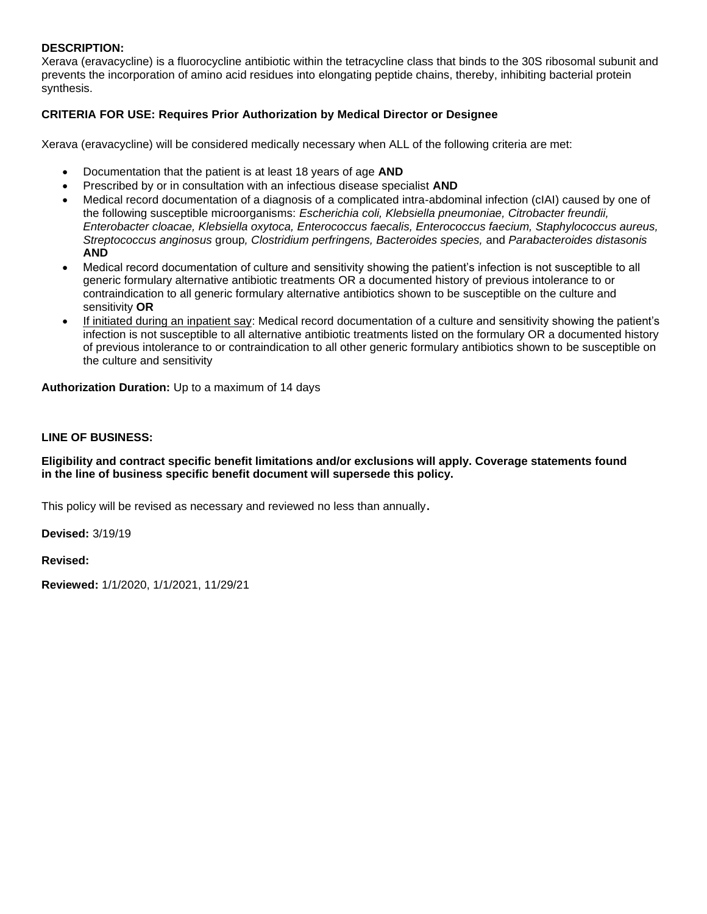**DESCRIPTION:**

Xerava (eravacycline) is a fluorocycline antibiotic within the tetracycline class that binds to the 30S ribosomal subunit and prevents the incorporation of amino acid residues into elongating peptide chains, thereby, inhibiting bacterial protein synthesis.

**CRITERIA FOR USE: Requires Prior Authorization by Medical Director or Designee**

Xerava (eravacycline) will be considered medically necessary when ALL of the following criteria are met:

- Documentation that the patient is at least 18 years of age **AND**
- Prescribed by or in consultation with an infectious disease specialist **AND**
- Medical record documentation of a diagnosis of a complicated intra-abdominal infection (cIAI) caused by one of the following susceptible microorganisms: *Escherichia coli, Klebsiella pneumoniae, Citrobacter freundii, Enterobacter cloacae, Klebsiella oxytoca, Enterococcus faecalis, Enterococcus faecium, Staphylococcus aureus, Streptococcus anginosus* group*, Clostridium perfringens, Bacteroides species,* and *Parabacteroides distasonis* **AND**
- Medical record documentation of culture and sensitivity showing the patient's infection is not susceptible to all generic formulary alternative antibiotic treatments OR a documented history of previous intolerance to or contraindication to all generic formulary alternative antibiotics shown to be susceptible on the culture and sensitivity **OR**
- <u>If initiated during an inpatient say</u>: Medical record documentation of a culture and sensitivity showing the patient's infection is not susceptible to all alternative antibiotic treatments listed on the formulary OR a documented history of previous intolerance to or contraindication to all other generic formulary antibiotics shown to be susceptible on the culture and sensitivity

**Authorization Duration:** Up to a maximum of 14 days

**LINE OF BUSINESS:**

**Eligibility and contract specific benefit limitations and/or exclusions will apply. Coverage statements found in the line of business specific benefit document will supersede this policy.**

This policy will be revised as necessary and reviewed no less than annually.

**Devised:** 3/19/19

**Revised:**

**Reviewed:** 1/1/2020, 1/1/2021, 11/29/21